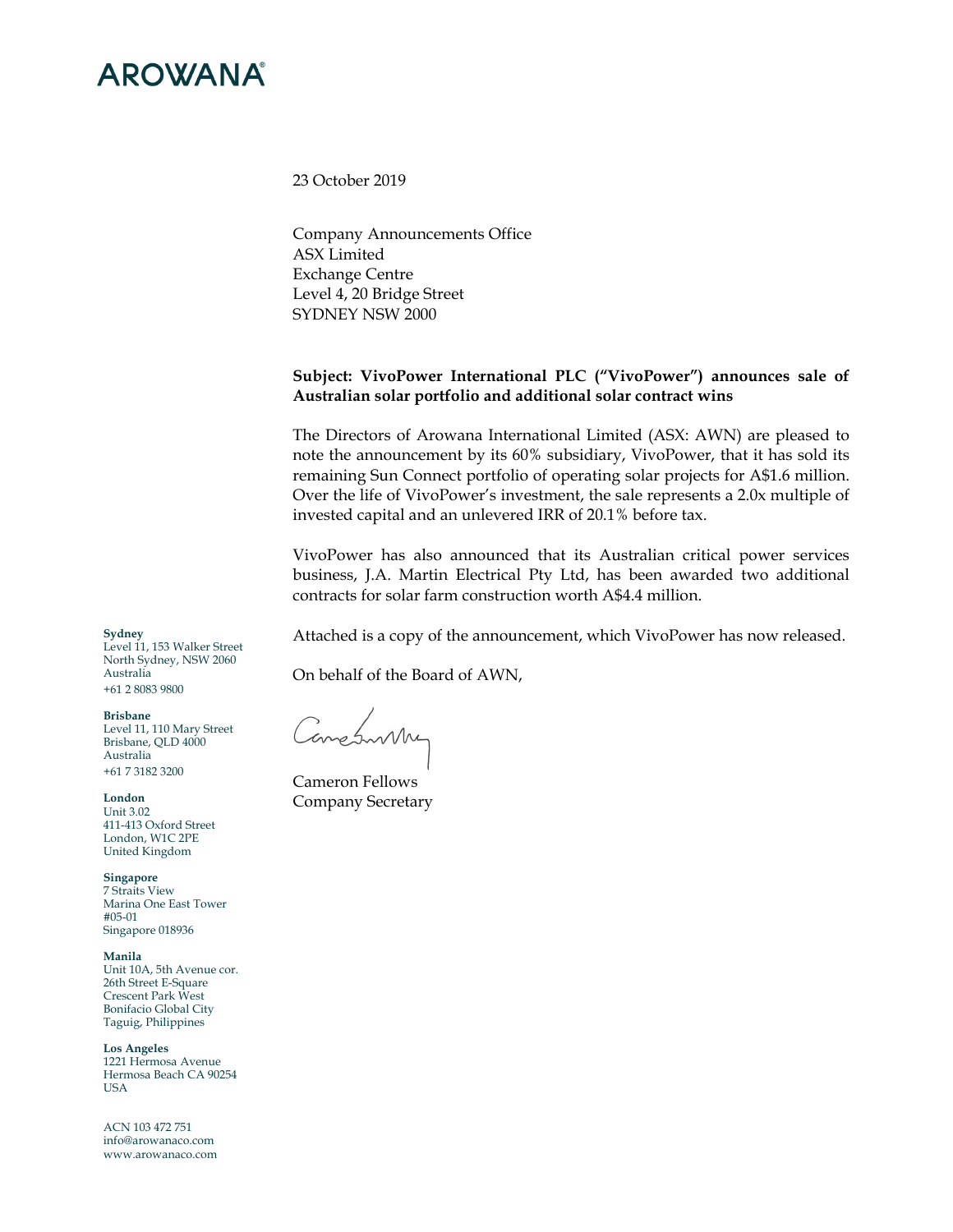# AROWANA®

23 October 2019

Company Announcements Office
ASX Limited
Exchange Centre
Level 4, 20 Bridge Street
SYDNEY NSW 2000

**Subject: VivoPower International PLC ("VivoPower") announces sale of Australian solar portfolio and additional solar contract wins**

The Directors of Arowana International Limited (ASX: AWN) are pleased to note the announcement by its 60% subsidiary, VivoPower, that it has sold its remaining Sun Connect portfolio of operating solar projects for A$1.6 million. Over the life of VivoPower's investment, the sale represents a 2.0x multiple of invested capital and an unlevered IRR of 20.1% before tax.

VivoPower has also announced that its Australian critical power services business, J.A. Martin Electrical Pty Ltd, has been awarded two additional contracts for solar farm construction worth A$4.4 million.

Attached is a copy of the announcement, which VivoPower has now released.

On behalf of the Board of AWN,

Cameron Fellows
Company Secretary

**Sydney**
Level 11, 153 Walker Street
North Sydney, NSW 2060
Australia
+61 2 8083 9800

**Brisbane**
Level 11, 110 Mary Street
Brisbane, QLD 4000
Australia
+61 7 3182 3200

**London**
Unit 3.02
411-413 Oxford Street
London, W1C 2PE
United Kingdom

**Singapore**
7 Straits View
Marina One East Tower
#05-01
Singapore 018936

**Manila**
Unit 10A, 5th Avenue cor.
26th Street E-Square
Crescent Park West
Bonifacio Global City
Taguig, Philippines

**Los Angeles**
1221 Hermosa Avenue
Hermosa Beach CA 90254
USA

ACN 103 472 751
info@arowanaco.com
www.arowanaco.com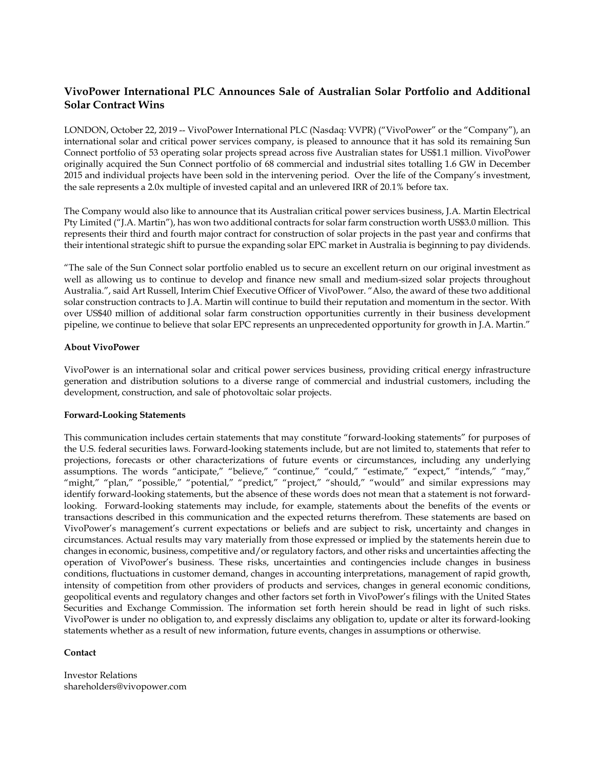## VivoPower International PLC Announces Sale of Australian Solar Portfolio and Additional Solar Contract Wins

LONDON, October 22, 2019 -- VivoPower International PLC (Nasdaq: VVPR) ("VivoPower" or the "Company"), an international solar and critical power services company, is pleased to announce that it has sold its remaining Sun Connect portfolio of 53 operating solar projects spread across five Australian states for US$1.1 million. VivoPower originally acquired the Sun Connect portfolio of 68 commercial and industrial sites totalling 1.6 GW in December 2015 and individual projects have been sold in the intervening period. Over the life of the Company's investment, the sale represents a 2.0x multiple of invested capital and an unlevered IRR of 20.1% before tax.

The Company would also like to announce that its Australian critical power services business, J.A. Martin Electrical Pty Limited ("J.A. Martin"), has won two additional contracts for solar farm construction worth US$3.0 million. This represents their third and fourth major contract for construction of solar projects in the past year and confirms that their intentional strategic shift to pursue the expanding solar EPC market in Australia is beginning to pay dividends.

"The sale of the Sun Connect solar portfolio enabled us to secure an excellent return on our original investment as well as allowing us to continue to develop and finance new small and medium-sized solar projects throughout Australia.", said Art Russell, Interim Chief Executive Officer of VivoPower. "Also, the award of these two additional solar construction contracts to J.A. Martin will continue to build their reputation and momentum in the sector. With over US$40 million of additional solar farm construction opportunities currently in their business development pipeline, we continue to believe that solar EPC represents an unprecedented opportunity for growth in J.A. Martin."

**About VivoPower**

VivoPower is an international solar and critical power services business, providing critical energy infrastructure generation and distribution solutions to a diverse range of commercial and industrial customers, including the development, construction, and sale of photovoltaic solar projects.

**Forward-Looking Statements**

This communication includes certain statements that may constitute "forward-looking statements" for purposes of the U.S. federal securities laws. Forward-looking statements include, but are not limited to, statements that refer to projections, forecasts or other characterizations of future events or circumstances, including any underlying assumptions. The words "anticipate," "believe," "continue," "could," "estimate," "expect," "intends," "may," "might," "plan," "possible," "potential," "predict," "project," "should," "would" and similar expressions may identify forward-looking statements, but the absence of these words does not mean that a statement is not forward-looking. Forward-looking statements may include, for example, statements about the benefits of the events or transactions described in this communication and the expected returns therefrom. These statements are based on VivoPower's management's current expectations or beliefs and are subject to risk, uncertainty and changes in circumstances. Actual results may vary materially from those expressed or implied by the statements herein due to changes in economic, business, competitive and/or regulatory factors, and other risks and uncertainties affecting the operation of VivoPower's business. These risks, uncertainties and contingencies include changes in business conditions, fluctuations in customer demand, changes in accounting interpretations, management of rapid growth, intensity of competition from other providers of products and services, changes in general economic conditions, geopolitical events and regulatory changes and other factors set forth in VivoPower's filings with the United States Securities and Exchange Commission. The information set forth herein should be read in light of such risks. VivoPower is under no obligation to, and expressly disclaims any obligation to, update or alter its forward-looking statements whether as a result of new information, future events, changes in assumptions or otherwise.

**Contact**

Investor Relations
shareholders@vivopower.com